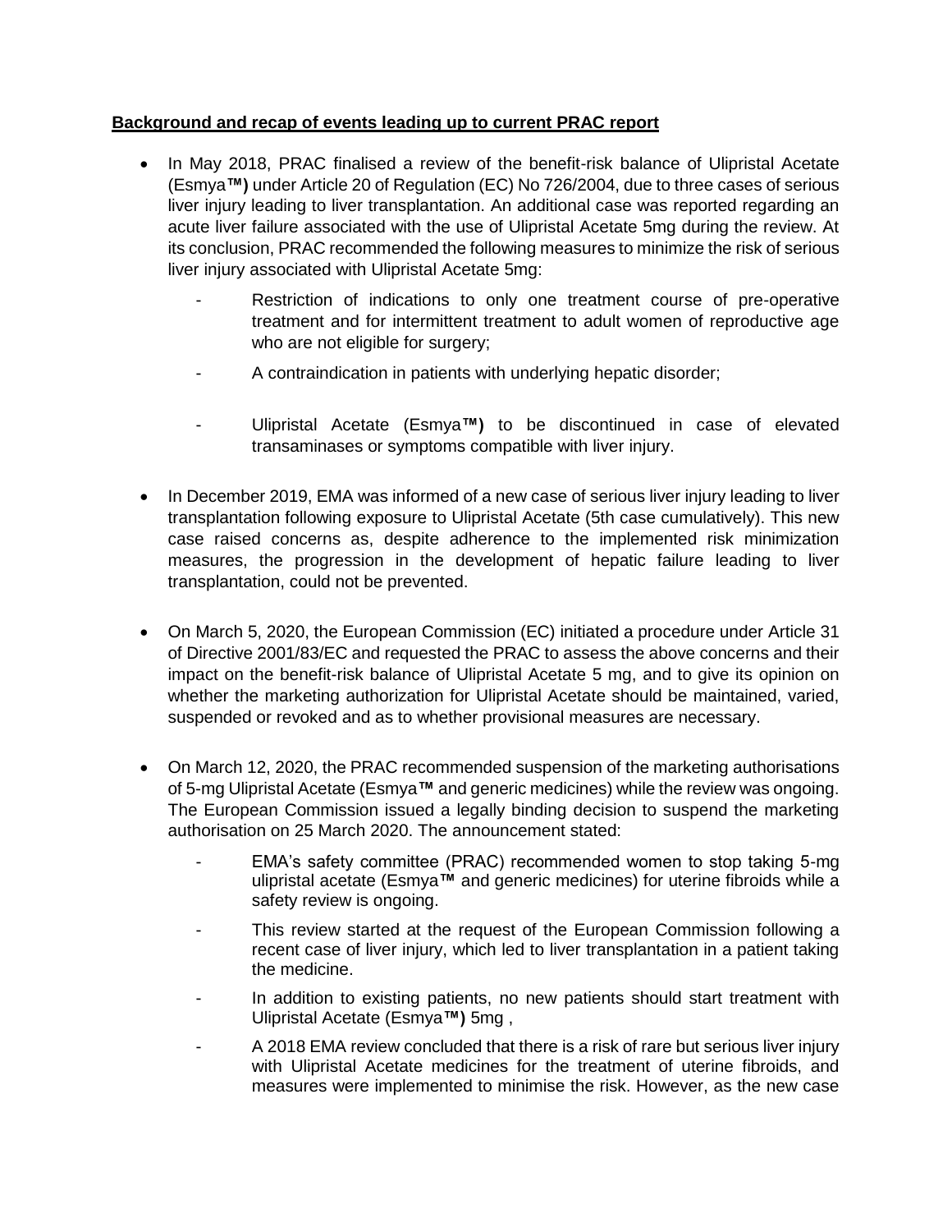**Background and recap of events leading up to current PRAC report**

- In May 2018, PRAC finalised a review of the benefit-risk balance of Ulipristal Acetate (Esmya**™)** under Article 20 of Regulation (EC) No 726/2004, due to three cases of serious liver injury leading to liver transplantation. An additional case was reported regarding an acute liver failure associated with the use of Ulipristal Acetate 5mg during the review. At its conclusion, PRAC recommended the following measures to minimize the risk of serious liver injury associated with Ulipristal Acetate 5mg:
    - Restriction of indications to only one treatment course of pre-operative treatment and for intermittent treatment to adult women of reproductive age who are not eligible for surgery;
    - A contraindication in patients with underlying hepatic disorder;
    - Ulipristal Acetate (Esmya**™)** to be discontinued in case of elevated transaminases or symptoms compatible with liver injury.

- In December 2019, EMA was informed of a new case of serious liver injury leading to liver transplantation following exposure to Ulipristal Acetate (5th case cumulatively). This new case raised concerns as, despite adherence to the implemented risk minimization measures, the progression in the development of hepatic failure leading to liver transplantation, could not be prevented.

- On March 5, 2020, the European Commission (EC) initiated a procedure under Article 31 of Directive 2001/83/EC and requested the PRAC to assess the above concerns and their impact on the benefit-risk balance of Ulipristal Acetate 5 mg, and to give its opinion on whether the marketing authorization for Ulipristal Acetate should be maintained, varied, suspended or revoked and as to whether provisional measures are necessary.

- On March 12, 2020, the PRAC recommended suspension of the marketing authorisations of 5-mg Ulipristal Acetate (Esmya**™** and generic medicines) while the review was ongoing. The European Commission issued a legally binding decision to suspend the marketing authorisation on 25 March 2020. The announcement stated:
    - EMA's safety committee (PRAC) recommended women to stop taking 5-mg ulipristal acetate (Esmya**™** and generic medicines) for uterine fibroids while a safety review is ongoing.
    - This review started at the request of the European Commission following a recent case of liver injury, which led to liver transplantation in a patient taking the medicine.
    - In addition to existing patients, no new patients should start treatment with Ulipristal Acetate (Esmya**™)** 5mg ,
    - A 2018 EMA review concluded that there is a risk of rare but serious liver injury with Ulipristal Acetate medicines for the treatment of uterine fibroids, and measures were implemented to minimise the risk. However, as the new case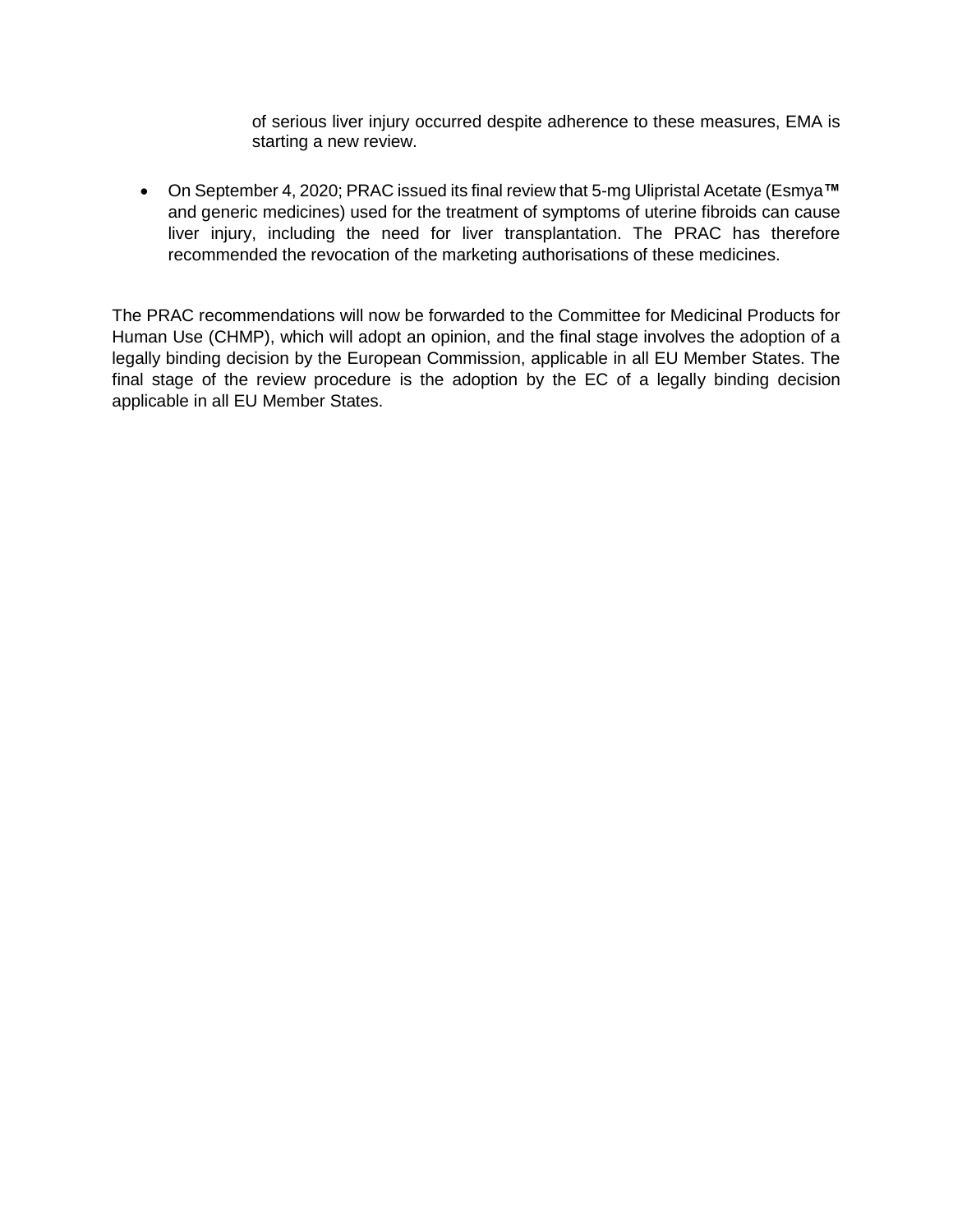of serious liver injury occurred despite adherence to these measures, EMA is starting a new review.

- On September 4, 2020; PRAC issued its final review that 5-mg Ulipristal Acetate (Esmya™ and generic medicines) used for the treatment of symptoms of uterine fibroids can cause liver injury, including the need for liver transplantation. The PRAC has therefore recommended the revocation of the marketing authorisations of these medicines.

The PRAC recommendations will now be forwarded to the Committee for Medicinal Products for Human Use (CHMP), which will adopt an opinion, and the final stage involves the adoption of a legally binding decision by the European Commission, applicable in all EU Member States. The final stage of the review procedure is the adoption by the EC of a legally binding decision applicable in all EU Member States.